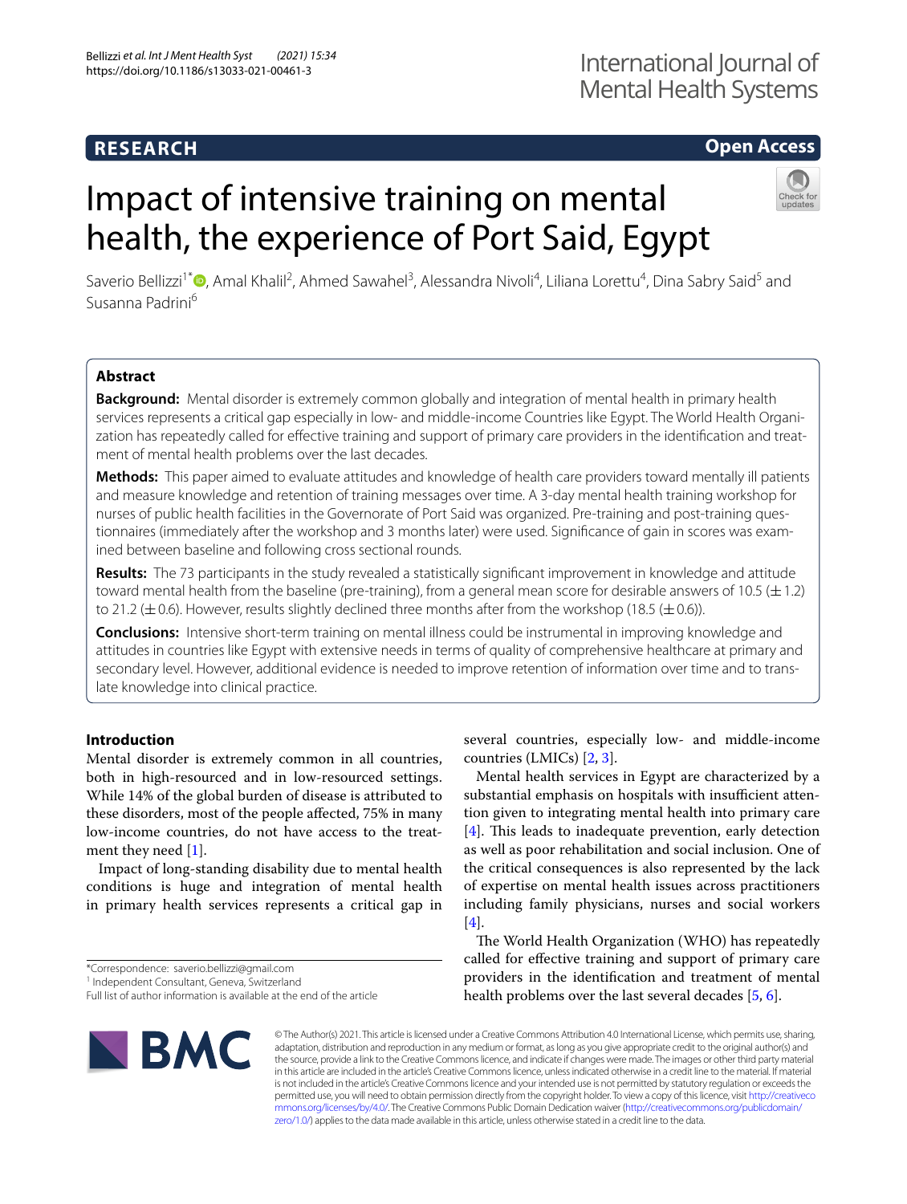RESEARCH

Open Access

# Impact of intensive training on mental health, the experience of Port Said, Egypt

Saverio Bellizzi[1*], Amal Khalil[2], Ahmed Sawahel[3], Alessandra Nivoli[4], Liliana Lorettu[4], Dina Sabry Said[5] and Susanna Padrini[6]

## Abstract

**Background:** Mental disorder is extremely common globally and integration of mental health in primary health services represents a critical gap especially in low- and middle-income Countries like Egypt. The World Health Organization has repeatedly called for effective training and support of primary care providers in the identification and treatment of mental health problems over the last decades.

**Methods:** This paper aimed to evaluate attitudes and knowledge of health care providers toward mentally ill patients and measure knowledge and retention of training messages over time. A 3-day mental health training workshop for nurses of public health facilities in the Governorate of Port Said was organized. Pre-training and post-training questionnaires (immediately after the workshop and 3 months later) were used. Significance of gain in scores was examined between baseline and following cross sectional rounds.

**Results:** The 73 participants in the study revealed a statistically significant improvement in knowledge and attitude toward mental health from the baseline (pre-training), from a general mean score for desirable answers of 10.5 ($\pm$ 1.2) to 21.2 ($\pm$ 0.6). However, results slightly declined three months after from the workshop (18.5 ($\pm$ 0.6)).

**Conclusions:** Intensive short-term training on mental illness could be instrumental in improving knowledge and attitudes in countries like Egypt with extensive needs in terms of quality of comprehensive healthcare at primary and secondary level. However, additional evidence is needed to improve retention of information over time and to translate knowledge into clinical practice.

## Introduction

Mental disorder is extremely common in all countries, both in high-resourced and in low-resourced settings. While 14% of the global burden of disease is attributed to these disorders, most of the people affected, 75% in many low-income countries, do not have access to the treatment they need [1].

Impact of long-standing disability due to mental health conditions is huge and integration of mental health in primary health services represents a critical gap in several countries, especially low- and middle-income countries (LMICs) [2, 3].

Mental health services in Egypt are characterized by a substantial emphasis on hospitals with insufficient attention given to integrating mental health into primary care [4]. This leads to inadequate prevention, early detection as well as poor rehabilitation and social inclusion. One of the critical consequences is also represented by the lack of expertise on mental health issues across practitioners including family physicians, nurses and social workers [4].

The World Health Organization (WHO) has repeatedly called for effective training and support of primary care providers in the identification and treatment of mental health problems over the last several decades [5, 6].

*Correspondence: saverio.bellizzi@gmail.com
[1] Independent Consultant, Geneva, Switzerland
Full list of author information is available at the end of the article

© The Author(s) 2021. This article is licensed under a Creative Commons Attribution 4.0 International License, which permits use, sharing, adaptation, distribution and reproduction in any medium or format, as long as you give appropriate credit to the original author(s) and the source, provide a link to the Creative Commons licence, and indicate if changes were made. The images or other third party material in this article are included in the article's Creative Commons licence, unless indicated otherwise in a credit line to the material. If material is not included in the article's Creative Commons licence and your intended use is not permitted by statutory regulation or exceeds the permitted use, you will need to obtain permission directly from the copyright holder. To view a copy of this licence, visit http://creativecommons.org/licenses/by/4.0/. The Creative Commons Public Domain Dedication waiver (http://creativecommons.org/publicdomain/zero/1.0/) applies to the data made available in this article, unless otherwise stated in a credit line to the data.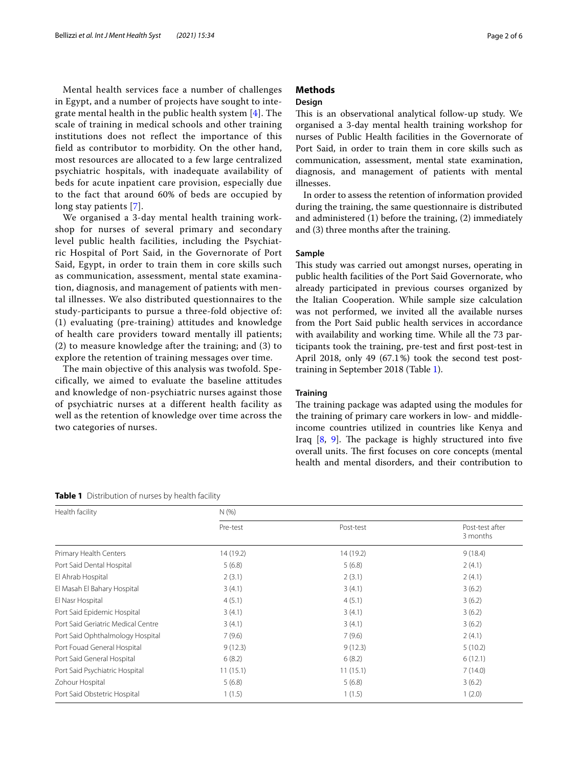Mental health services face a number of challenges in Egypt, and a number of projects have sought to integrate mental health in the public health system [4]. The scale of training in medical schools and other training institutions does not reflect the importance of this field as contributor to morbidity. On the other hand, most resources are allocated to a few large centralized psychiatric hospitals, with inadequate availability of beds for acute inpatient care provision, especially due to the fact that around 60% of beds are occupied by long stay patients [7].

We organised a 3-day mental health training workshop for nurses of several primary and secondary level public health facilities, including the Psychiatric Hospital of Port Said, in the Governorate of Port Said, Egypt, in order to train them in core skills such as communication, assessment, mental state examination, diagnosis, and management of patients with mental illnesses. We also distributed questionnaires to the study-participants to pursue a three-fold objective of: (1) evaluating (pre-training) attitudes and knowledge of health care providers toward mentally ill patients; (2) to measure knowledge after the training; and (3) to explore the retention of training messages over time.

The main objective of this analysis was twofold. Specifically, we aimed to evaluate the baseline attitudes and knowledge of non-psychiatric nurses against those of psychiatric nurses at a different health facility as well as the retention of knowledge over time across the two categories of nurses.

## Methods

### Design

This is an observational analytical follow-up study. We organised a 3-day mental health training workshop for nurses of Public Health facilities in the Governorate of Port Said, in order to train them in core skills such as communication, assessment, mental state examination, diagnosis, and management of patients with mental illnesses.

In order to assess the retention of information provided during the training, the same questionnaire is distributed and administered (1) before the training, (2) immediately and (3) three months after the training.

### Sample

This study was carried out amongst nurses, operating in public health facilities of the Port Said Governorate, who already participated in previous courses organized by the Italian Cooperation. While sample size calculation was not performed, we invited all the available nurses from the Port Said public health services in accordance with availability and working time. While all the 73 participants took the training, pre-test and first post-test in April 2018, only 49 (67.1%) took the second test post-training in September 2018 (Table 1).

### Training

The training package was adapted using the modules for the training of primary care workers in low- and middle-income countries utilized in countries like Kenya and Iraq [8, 9]. The package is highly structured into five overall units. The first focuses on core concepts (mental health and mental disorders, and their contribution to

**Table 1** Distribution of nurses by health facility

| Health facility | N (%) | | |
|---|---|---|---|
| | Pre-test | Post-test | Post-test after 3 months |
| Primary Health Centers | 14 (19.2) | 14 (19.2) | 9 (18.4) |
| Port Said Dental Hospital | 5 (6.8) | 5 (6.8) | 2 (4.1) |
| El Ahrab Hospital | 2 (3.1) | 2 (3.1) | 2 (4.1) |
| El Masah El Bahary Hospital | 3 (4.1) | 3 (4.1) | 3 (6.2) |
| El Nasr Hospital | 4 (5.1) | 4 (5.1) | 3 (6.2) |
| Port Said Epidemic Hospital | 3 (4.1) | 3 (4.1) | 3 (6.2) |
| Port Said Geriatric Medical Centre | 3 (4.1) | 3 (4.1) | 3 (6.2) |
| Port Said Ophthalmology Hospital | 7 (9.6) | 7 (9.6) | 2 (4.1) |
| Port Fouad General Hospital | 9 (12.3) | 9 (12.3) | 5 (10.2) |
| Port Said General Hospital | 6 (8.2) | 6 (8.2) | 6 (12.1) |
| Port Said Psychiatric Hospital | 11 (15.1) | 11 (15.1) | 7 (14.0) |
| Zohour Hospital | 5 (6.8) | 5 (6.8) | 3 (6.2) |
| Port Said Obstetric Hospital | 1 (1.5) | 1 (1.5) | 1 (2.0) |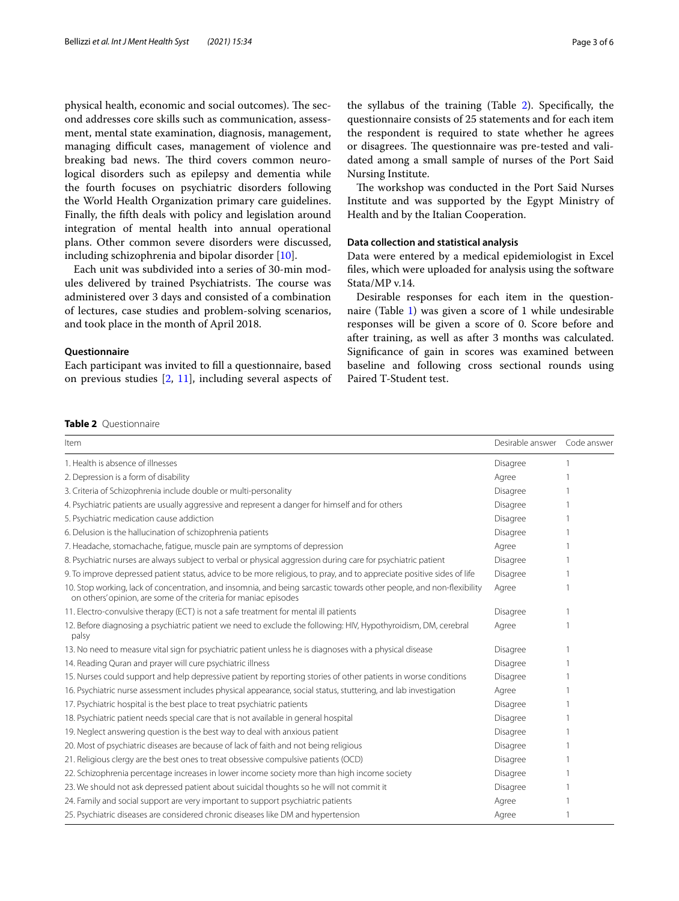physical health, economic and social outcomes). The second addresses core skills such as communication, assessment, mental state examination, diagnosis, management, managing difficult cases, management of violence and breaking bad news. The third covers common neurological disorders such as epilepsy and dementia while the fourth focuses on psychiatric disorders following the World Health Organization primary care guidelines. Finally, the fifth deals with policy and legislation around integration of mental health into annual operational plans. Other common severe disorders were discussed, including schizophrenia and bipolar disorder [10].

Each unit was subdivided into a series of 30-min modules delivered by trained Psychiatrists. The course was administered over 3 days and consisted of a combination of lectures, case studies and problem-solving scenarios, and took place in the month of April 2018.

### Questionnaire

Each participant was invited to fill a questionnaire, based on previous studies [2, 11], including several aspects of the syllabus of the training (Table 2). Specifically, the questionnaire consists of 25 statements and for each item the respondent is required to state whether he agrees or disagrees. The questionnaire was pre-tested and validated among a small sample of nurses of the Port Said Nursing Institute.

The workshop was conducted in the Port Said Nurses Institute and was supported by the Egypt Ministry of Health and by the Italian Cooperation.

### Data collection and statistical analysis

Data were entered by a medical epidemiologist in Excel files, which were uploaded for analysis using the software Stata/MP v.14.

Desirable responses for each item in the questionnaire (Table 1) was given a score of 1 while undesirable responses will be given a score of 0. Score before and after training, as well as after 3 months was calculated. Significance of gain in scores was examined between baseline and following cross sectional rounds using Paired T-Student test.

**Table 2** Questionnaire

| Item | Desirable answer | Code answer |
|---|---|---|
| 1. Health is absence of illnesses | Disagree | 1 |
| 2. Depression is a form of disability | Agree | 1 |
| 3. Criteria of Schizophrenia include double or multi-personality | Disagree | 1 |
| 4. Psychiatric patients are usually aggressive and represent a danger for himself and for others | Disagree | 1 |
| 5. Psychiatric medication cause addiction | Disagree | 1 |
| 6. Delusion is the hallucination of schizophrenia patients | Disagree | 1 |
| 7. Headache, stomachache, fatigue, muscle pain are symptoms of depression | Agree | 1 |
| 8. Psychiatric nurses are always subject to verbal or physical aggression during care for psychiatric patient | Disagree | 1 |
| 9. To improve depressed patient status, advice to be more religious, to pray, and to appreciate positive sides of life | Disagree | 1 |
| 10. Stop working, lack of concentration, and insomnia, and being sarcastic towards other people, and non-flexibility on others' opinion, are some of the criteria for maniac episodes | Agree | 1 |
| 11. Electro-convulsive therapy (ECT) is not a safe treatment for mental ill patients | Disagree | 1 |
| 12. Before diagnosing a psychiatric patient we need to exclude the following: HIV, Hypothyroidism, DM, cerebral palsy | Agree | 1 |
| 13. No need to measure vital sign for psychiatric patient unless he is diagnoses with a physical disease | Disagree | 1 |
| 14. Reading Quran and prayer will cure psychiatric illness | Disagree | 1 |
| 15. Nurses could support and help depressive patient by reporting stories of other patients in worse conditions | Disagree | 1 |
| 16. Psychiatric nurse assessment includes physical appearance, social status, stuttering, and lab investigation | Agree | 1 |
| 17. Psychiatric hospital is the best place to treat psychiatric patients | Disagree | 1 |
| 18. Psychiatric patient needs special care that is not available in general hospital | Disagree | 1 |
| 19. Neglect answering question is the best way to deal with anxious patient | Disagree | 1 |
| 20. Most of psychiatric diseases are because of lack of faith and not being religious | Disagree | 1 |
| 21. Religious clergy are the best ones to treat obsessive compulsive patients (OCD) | Disagree | 1 |
| 22. Schizophrenia percentage increases in lower income society more than high income society | Disagree | 1 |
| 23. We should not ask depressed patient about suicidal thoughts so he will not commit it | Disagree | 1 |
| 24. Family and social support are very important to support psychiatric patients | Agree | 1 |
| 25. Psychiatric diseases are considered chronic diseases like DM and hypertension | Agree | 1 |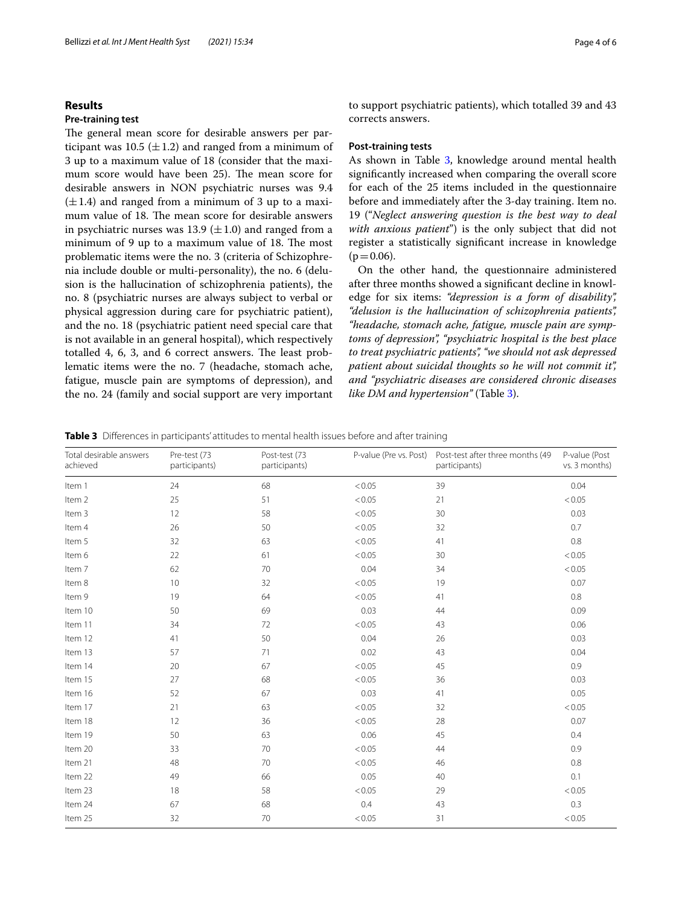## Results

### Pre-training test

The general mean score for desirable answers per participant was 10.5 ($\pm 1.2$) and ranged from a minimum of 3 up to a maximum value of 18 (consider that the maximum score would have been 25). The mean score for desirable answers in NON psychiatric nurses was 9.4 ($\pm 1.4$) and ranged from a minimum of 3 up to a maximum value of 18. The mean score for desirable answers in psychiatric nurses was 13.9 ($\pm 1.0$) and ranged from a minimum of 9 up to a maximum value of 18. The most problematic items were the no. 3 (criteria of Schizophrenia include double or multi-personality), the no. 6 (delusion is the hallucination of schizophrenia patients), the no. 8 (psychiatric nurses are always subject to verbal or physical aggression during care for psychiatric patient), and the no. 18 (psychiatric patient need special care that is not available in an general hospital), which respectively totalled 4, 6, 3, and 6 correct answers. The least problematic items were the no. 7 (headache, stomach ache, fatigue, muscle pain are symptoms of depression), and the no. 24 (family and social support are very important to support psychiatric patients), which totalled 39 and 43 corrects answers.

### Post-training tests

As shown in Table 3, knowledge around mental health significantly increased when comparing the overall score for each of the 25 items included in the questionnaire before and immediately after the 3-day training. Item no. 19 ("*Neglect answering question is the best way to deal with anxious patient*") is the only subject that did not register a statistically significant increase in knowledge ($p = 0.06$).

On the other hand, the questionnaire administered after three months showed a significant decline in knowledge for six items: *"depression is a form of disability", "delusion is the hallucination of schizophrenia patients", "headache, stomach ache, fatigue, muscle pain are symptoms of depression", "psychiatric hospital is the best place to treat psychiatric patients", "we should not ask depressed patient about suicidal thoughts so he will not commit it", and "psychiatric diseases are considered chronic diseases like DM and hypertension"* (Table 3).

**Table 3** Differences in participants' attitudes to mental health issues before and after training

| Total desirable answers achieved | Pre-test (73 participants) | Post-test (73 participants) | P-value (Pre vs. Post) | Post-test after three months (49 participants) | P-value (Post vs. 3 months) |
|---|---|---|---|---|---|
| Item 1 | 24 | 68 | < 0.05 | 39 | 0.04 |
| Item 2 | 25 | 51 | < 0.05 | 21 | < 0.05 |
| Item 3 | 12 | 58 | < 0.05 | 30 | 0.03 |
| Item 4 | 26 | 50 | < 0.05 | 32 | 0.7 |
| Item 5 | 32 | 63 | < 0.05 | 41 | 0.8 |
| Item 6 | 22 | 61 | < 0.05 | 30 | < 0.05 |
| Item 7 | 62 | 70 | 0.04 | 34 | < 0.05 |
| Item 8 | 10 | 32 | < 0.05 | 19 | 0.07 |
| Item 9 | 19 | 64 | < 0.05 | 41 | 0.8 |
| Item 10 | 50 | 69 | 0.03 | 44 | 0.09 |
| Item 11 | 34 | 72 | < 0.05 | 43 | 0.06 |
| Item 12 | 41 | 50 | 0.04 | 26 | 0.03 |
| Item 13 | 57 | 71 | 0.02 | 43 | 0.04 |
| Item 14 | 20 | 67 | < 0.05 | 45 | 0.9 |
| Item 15 | 27 | 68 | < 0.05 | 36 | 0.03 |
| Item 16 | 52 | 67 | 0.03 | 41 | 0.05 |
| Item 17 | 21 | 63 | < 0.05 | 32 | < 0.05 |
| Item 18 | 12 | 36 | < 0.05 | 28 | 0.07 |
| Item 19 | 50 | 63 | 0.06 | 45 | 0.4 |
| Item 20 | 33 | 70 | < 0.05 | 44 | 0.9 |
| Item 21 | 48 | 70 | < 0.05 | 46 | 0.8 |
| Item 22 | 49 | 66 | 0.05 | 40 | 0.1 |
| Item 23 | 18 | 58 | < 0.05 | 29 | < 0.05 |
| Item 24 | 67 | 68 | 0.4 | 43 | 0.3 |
| Item 25 | 32 | 70 | < 0.05 | 31 | < 0.05 |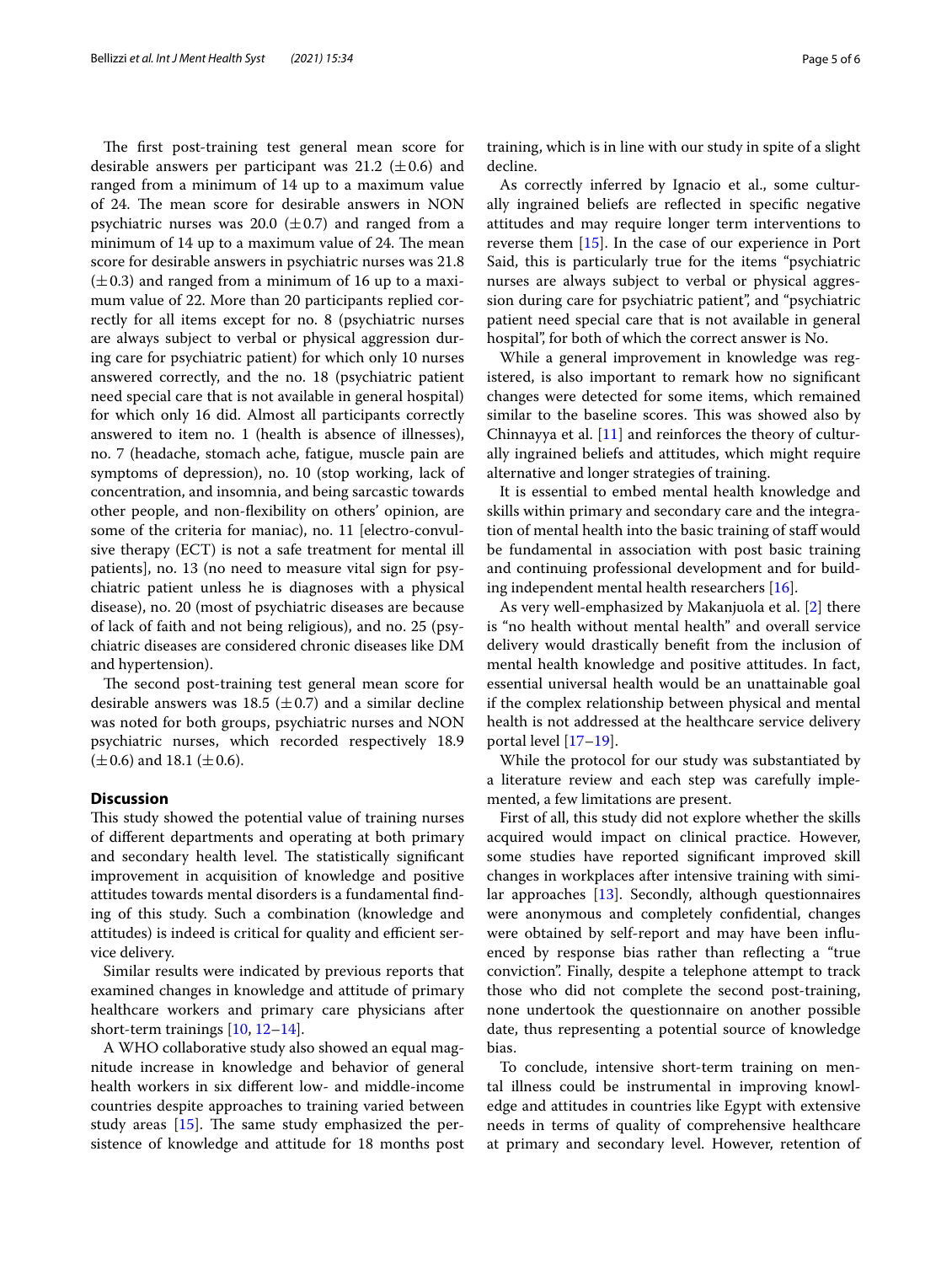The first post-training test general mean score for desirable answers per participant was 21.2 (±0.6) and ranged from a minimum of 14 up to a maximum value of 24. The mean score for desirable answers in NON psychiatric nurses was 20.0 (±0.7) and ranged from a minimum of 14 up to a maximum value of 24. The mean score for desirable answers in psychiatric nurses was 21.8 (±0.3) and ranged from a minimum of 16 up to a maximum value of 22. More than 20 participants replied correctly for all items except for no. 8 (psychiatric nurses are always subject to verbal or physical aggression during care for psychiatric patient) for which only 10 nurses answered correctly, and the no. 18 (psychiatric patient need special care that is not available in general hospital) for which only 16 did. Almost all participants correctly answered to item no. 1 (health is absence of illnesses), no. 7 (headache, stomach ache, fatigue, muscle pain are symptoms of depression), no. 10 (stop working, lack of concentration, and insomnia, and being sarcastic towards other people, and non-flexibility on others' opinion, are some of the criteria for maniac), no. 11 [electro-convulsive therapy (ECT) is not a safe treatment for mental ill patients], no. 13 (no need to measure vital sign for psychiatric patient unless he is diagnoses with a physical disease), no. 20 (most of psychiatric diseases are because of lack of faith and not being religious), and no. 25 (psychiatric diseases are considered chronic diseases like DM and hypertension).

The second post-training test general mean score for desirable answers was 18.5 (±0.7) and a similar decline was noted for both groups, psychiatric nurses and NON psychiatric nurses, which recorded respectively 18.9 (±0.6) and 18.1 (±0.6).

## Discussion

This study showed the potential value of training nurses of different departments and operating at both primary and secondary health level. The statistically significant improvement in acquisition of knowledge and positive attitudes towards mental disorders is a fundamental finding of this study. Such a combination (knowledge and attitudes) is indeed is critical for quality and efficient service delivery.

Similar results were indicated by previous reports that examined changes in knowledge and attitude of primary healthcare workers and primary care physicians after short-term trainings [10, 12–14].

A WHO collaborative study also showed an equal magnitude increase in knowledge and behavior of general health workers in six different low- and middle-income countries despite approaches to training varied between study areas [15]. The same study emphasized the persistence of knowledge and attitude for 18 months post training, which is in line with our study in spite of a slight decline.

As correctly inferred by Ignacio et al., some culturally ingrained beliefs are reflected in specific negative attitudes and may require longer term interventions to reverse them [15]. In the case of our experience in Port Said, this is particularly true for the items "psychiatric nurses are always subject to verbal or physical aggression during care for psychiatric patient", and "psychiatric patient need special care that is not available in general hospital", for both of which the correct answer is No.

While a general improvement in knowledge was registered, is also important to remark how no significant changes were detected for some items, which remained similar to the baseline scores. This was showed also by Chinnayya et al. [11] and reinforces the theory of culturally ingrained beliefs and attitudes, which might require alternative and longer strategies of training.

It is essential to embed mental health knowledge and skills within primary and secondary care and the integration of mental health into the basic training of staff would be fundamental in association with post basic training and continuing professional development and for building independent mental health researchers [16].

As very well-emphasized by Makanjuola et al. [2] there is "no health without mental health" and overall service delivery would drastically benefit from the inclusion of mental health knowledge and positive attitudes. In fact, essential universal health would be an unattainable goal if the complex relationship between physical and mental health is not addressed at the healthcare service delivery portal level [17–19].

While the protocol for our study was substantiated by a literature review and each step was carefully implemented, a few limitations are present.

First of all, this study did not explore whether the skills acquired would impact on clinical practice. However, some studies have reported significant improved skill changes in workplaces after intensive training with similar approaches [13]. Secondly, although questionnaires were anonymous and completely confidential, changes were obtained by self-report and may have been influenced by response bias rather than reflecting a "true conviction". Finally, despite a telephone attempt to track those who did not complete the second post-training, none undertook the questionnaire on another possible date, thus representing a potential source of knowledge bias.

To conclude, intensive short-term training on mental illness could be instrumental in improving knowledge and attitudes in countries like Egypt with extensive needs in terms of quality of comprehensive healthcare at primary and secondary level. However, retention of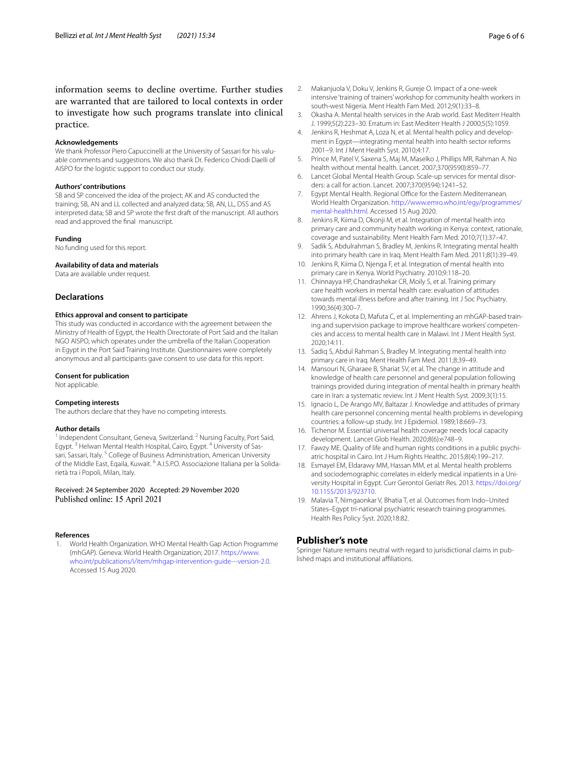information seems to decline overtime. Further studies are warranted that are tailored to local contexts in order to investigate how such programs translate into clinical practice.

#### Acknowledgements
We thank Professor Piero Capuccinelli at the University of Sassari for his valuable comments and suggestions. We also thank Dr. Federico Chiodi Daelli of AISPO for the logistic support to conduct our study.

#### Authors' contributions
SB and SP conceived the idea of the project; AK and AS conducted the training; SB, AN and LL collected and analyzed data; SB, AN, LL, DSS and AS interpreted data; SB and SP wrote the first draft of the manuscript. All authors read and approved the final manuscript.

#### Funding
No funding used for this report.

#### Availability of data and materials
Data are available under request.

### Declarations

#### Ethics approval and consent to participate
This study was conducted in accordance with the agreement between the Ministry of Health of Egypt, the Health Directorate of Port Said and the Italian NGO AISPO, which operates under the umbrella of the Italian Cooperation in Egypt in the Port Said Training Institute. Questionnaires were completely anonymous and all participants gave consent to use data for this report.

#### Consent for publication
Not applicable.

#### Competing interests
The authors declare that they have no competing interests.

#### Author details
[1] Independent Consultant, Geneva, Switzerland. [2] Nursing Faculty, Port Said, Egypt. [3] Helwan Mental Health Hospital, Cairo, Egypt. [4] University of Sassari, Sassari, Italy. [5] College of Business Administration, American University of the Middle East, Eqaila, Kuwait. [6] A.I.S.P.O. Associazione Italiana per la Solidarietà tra i Popoli, Milan, Italy.

Received: 24 September 2020 Accepted: 29 November 2020
Published online: 15 April 2021

#### References
1. World Health Organization. WHO Mental Health Gap Action Programme (mhGAP). Geneva: World Health Organization; 2017. https://www.who.int/publications/i/item/mhgap-intervention-guide---version-2.0. Accessed 15 Aug 2020.
2. Makanjuola V, Doku V, Jenkins R, Gureje O. Impact of a one-week intensive 'training of trainers' workshop for community health workers in south-west Nigeria. Ment Health Fam Med. 2012;9(1):33–8.
3. Okasha A. Mental health services in the Arab world. East Mediterr Health J. 1999;5(2):223–30. Erratum in: East Mediterr Health J 2000;5(5):1059.
4. Jenkins R, Heshmat A, Loza N, et al. Mental health policy and development in Egypt—integrating mental health into health sector reforms 2001–9. Int J Ment Health Syst. 2010;4:17.
5. Prince M, Patel V, Saxena S, Maj M, Maselko J, Phillips MR, Rahman A. No health without mental health. Lancet. 2007;370(9590):859–77.
6. Lancet Global Mental Health Group. Scale-up services for mental disorders: a call for action. Lancet. 2007;370(9594):1241–52.
7. Egypt Mental Health. Regional Office for the Eastern Mediterranean. World Health Organization. http://www.emro.who.int/egy/programmes/mental-health.html. Accessed 15 Aug 2020.
8. Jenkins R, Kiima D, Okonji M, et al. Integration of mental health into primary care and community health working in Kenya: context, rationale, coverage and sustainability. Ment Health Fam Med. 2010;7(1):37–47.
9. Sadik S, Abdulrahman S, Bradley M, Jenkins R. Integrating mental health into primary health care in Iraq. Ment Health Fam Med. 2011;8(1):39–49.
10. Jenkins R, Kiima D, Njenga F, et al. Integration of mental health into primary care in Kenya. World Psychiatry. 2010;9:118–20.
11. Chinnayya HP, Chandrashekar CR, Moily S, et al. Training primary care health workers in mental health care: evaluation of attitudes towards mental illness before and after training. Int J Soc Psychiatry. 1990;36(4):300–7.
12. Ahrens J, Kokota D, Mafuta C, et al. Implementing an mhGAP-based training and supervision package to improve healthcare workers' competencies and access to mental health care in Malawi. Int J Ment Health Syst. 2020;14:11.
13. Sadiq S, Abdul Rahman S, Bradley M. Integrating mental health into primary care in Iraq. Ment Health Fam Med. 2011;8:39–49.
14. Mansouri N, Gharaee B, Shariat SV, et al. The change in attitude and knowledge of health care personnel and general population following trainings provided during integration of mental health in primary health care in Iran: a systematic review. Int J Ment Health Syst. 2009;3(1):15.
15. Ignacio L, De Arango MV, Baltazar J. Knowledge and attitudes of primary health care personnel concerning mental health problems in developing countries: a follow-up study. Int J Epidemiol. 1989;18:669–73.
16. Tichenor M. Essential universal health coverage needs local capacity development. Lancet Glob Health. 2020;8(6):e748–9.
17. Fawzy ME. Quality of life and human rights conditions in a public psychiatric hospital in Cairo. Int J Hum Rights Healthc. 2015;8(4):199–217.
18. Esmayel EM, Eldarawy MM, Hassan MM, et al. Mental health problems and sociodemographic correlates in elderly medical inpatients in a University Hospital in Egypt. Curr Gerontol Geriatr Res. 2013. https://doi.org/10.1155/2013/923710.
19. Malavia T, Nimgaonkar V, Bhatia T, et al. Outcomes from Indo–United States–Egypt tri-national psychiatric research training programmes. Health Res Policy Syst. 2020;18:82.

### Publisher's note
Springer Nature remains neutral with regard to jurisdictional claims in published maps and institutional affiliations.